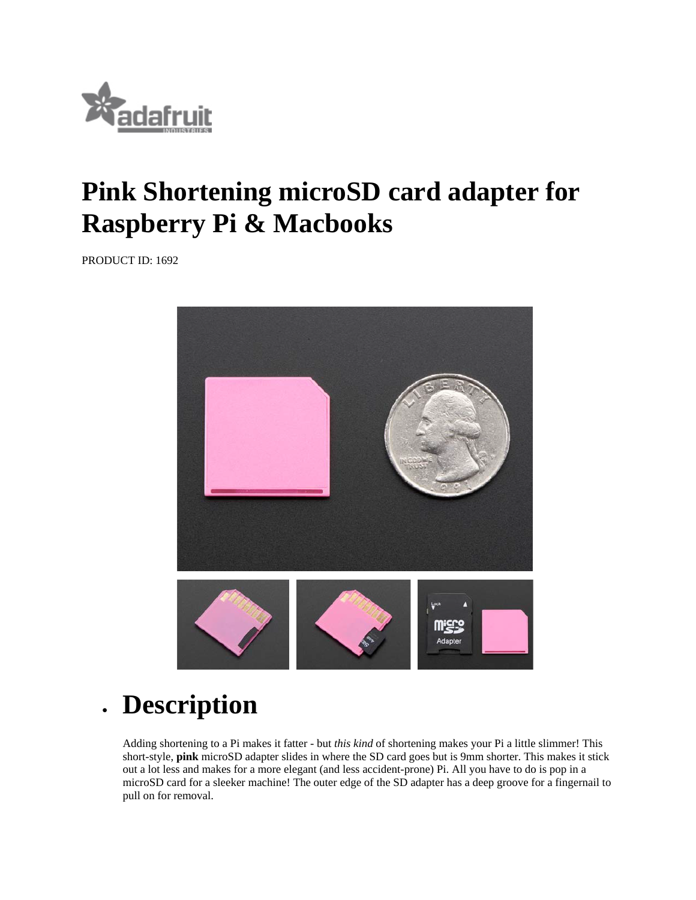# Pink Shortening microSD card adapter for Raspberry Pi & Macbooks

PRODUCT ID: 1692

- ## Description

Adding shortening to a Pi makes it fatter - but *this kind* of shortening makes your Pi a little slimmer! This short-style, **pink** microSD adapter slides in where the SD card goes but is 9mm shorter. This makes it stick out a lot less and makes for a more elegant (and less accident-prone) Pi. All you have to do is pop in a microSD card for a sleeker machine! The outer edge of the SD adapter has a deep groove for a fingernail to pull on for removal.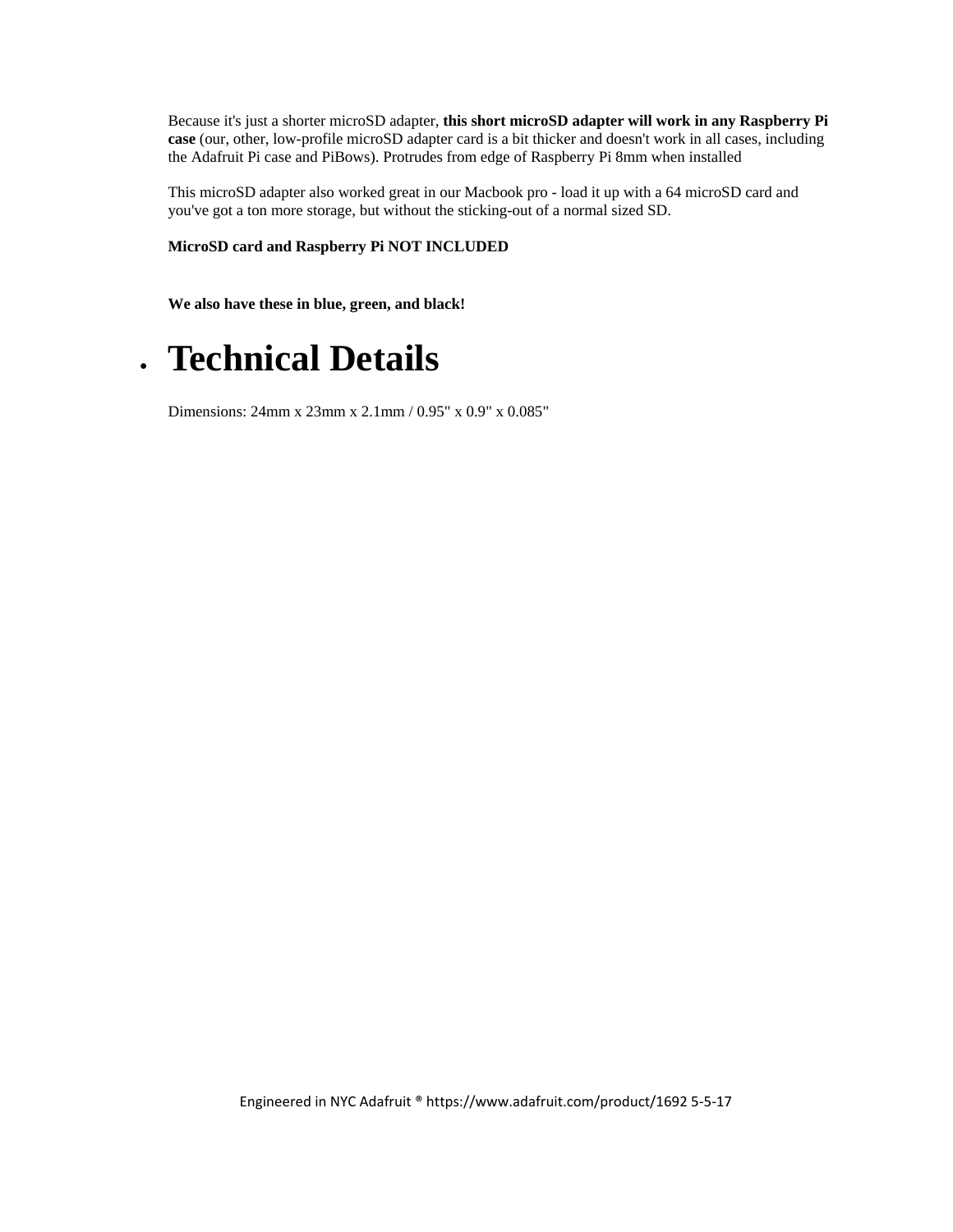Because it's just a shorter microSD adapter, **this short microSD adapter will work in any Raspberry Pi case** (our, other, low-profile microSD adapter card is a bit thicker and doesn't work in all cases, including the Adafruit Pi case and PiBows). Protrudes from edge of Raspberry Pi 8mm when installed

This microSD adapter also worked great in our Macbook pro - load it up with a 64 microSD card and you've got a ton more storage, but without the sticking-out of a normal sized SD.

**MicroSD card and Raspberry Pi NOT INCLUDED**

**We also have these in blue, green, and black!**

- # Technical Details

  Dimensions: 24mm x 23mm x 2.1mm / 0.95" x 0.9" x 0.085"